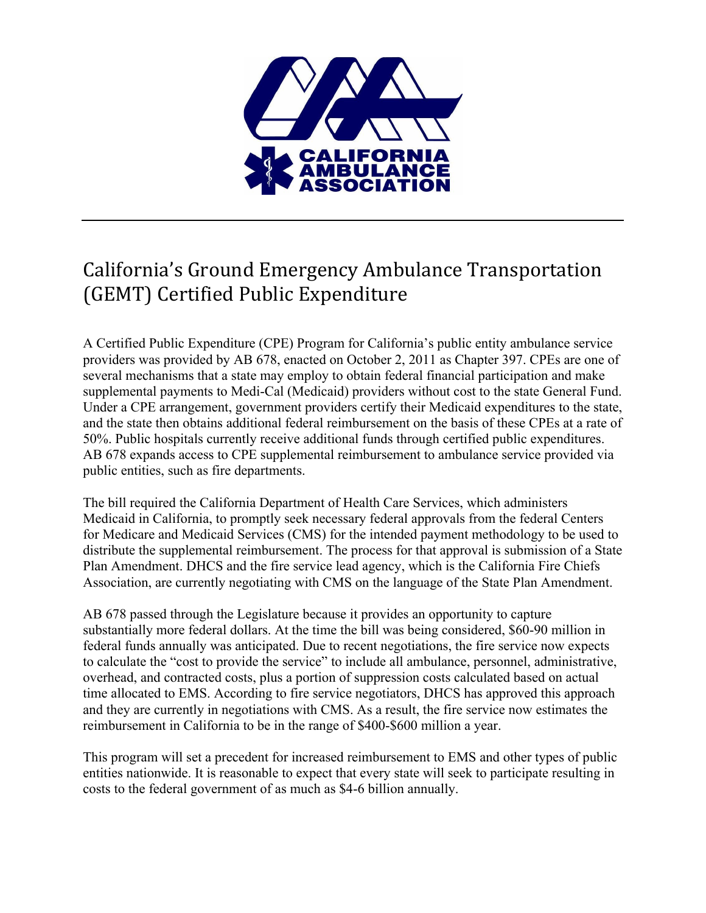CALIFORNIA AMBULANCE ASSOCIATION

# California's Ground Emergency Ambulance Transportation (GEMT) Certified Public Expenditure

A Certified Public Expenditure (CPE) Program for California's public entity ambulance service providers was provided by AB 678, enacted on October 2, 2011 as Chapter 397. CPEs are one of several mechanisms that a state may employ to obtain federal financial participation and make supplemental payments to Medi-Cal (Medicaid) providers without cost to the state General Fund. Under a CPE arrangement, government providers certify their Medicaid expenditures to the state, and the state then obtains additional federal reimbursement on the basis of these CPEs at a rate of 50%. Public hospitals currently receive additional funds through certified public expenditures. AB 678 expands access to CPE supplemental reimbursement to ambulance service provided via public entities, such as fire departments.

The bill required the California Department of Health Care Services, which administers Medicaid in California, to promptly seek necessary federal approvals from the federal Centers for Medicare and Medicaid Services (CMS) for the intended payment methodology to be used to distribute the supplemental reimbursement. The process for that approval is submission of a State Plan Amendment. DHCS and the fire service lead agency, which is the California Fire Chiefs Association, are currently negotiating with CMS on the language of the State Plan Amendment.

AB 678 passed through the Legislature because it provides an opportunity to capture substantially more federal dollars. At the time the bill was being considered, $60-90 million in federal funds annually was anticipated. Due to recent negotiations, the fire service now expects to calculate the "cost to provide the service" to include all ambulance, personnel, administrative, overhead, and contracted costs, plus a portion of suppression costs calculated based on actual time allocated to EMS. According to fire service negotiators, DHCS has approved this approach and they are currently in negotiations with CMS. As a result, the fire service now estimates the reimbursement in California to be in the range of $400-$600 million a year.

This program will set a precedent for increased reimbursement to EMS and other types of public entities nationwide. It is reasonable to expect that every state will seek to participate resulting in costs to the federal government of as much as $4-6 billion annually.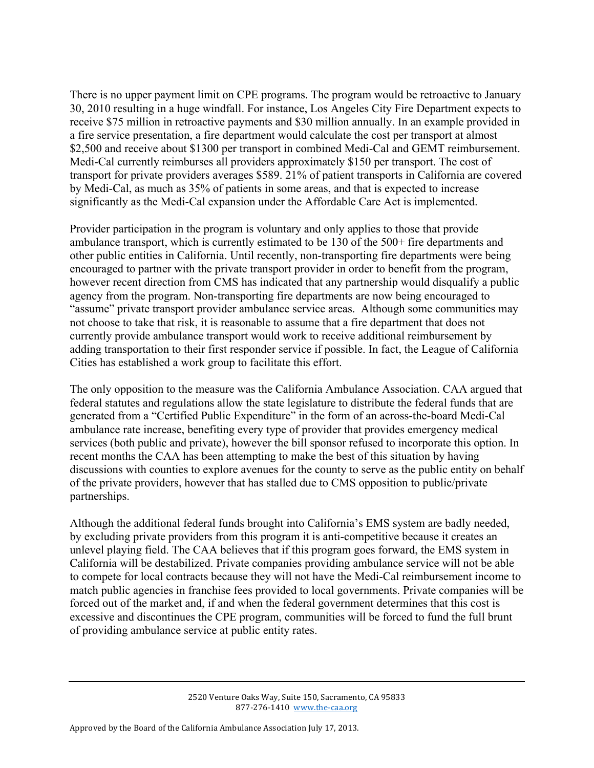There is no upper payment limit on CPE programs. The program would be retroactive to January 30, 2010 resulting in a huge windfall. For instance, Los Angeles City Fire Department expects to receive $75 million in retroactive payments and $30 million annually. In an example provided in a fire service presentation, a fire department would calculate the cost per transport at almost $2,500 and receive about $1300 per transport in combined Medi-Cal and GEMT reimbursement. Medi-Cal currently reimburses all providers approximately $150 per transport. The cost of transport for private providers averages $589. 21% of patient transports in California are covered by Medi-Cal, as much as 35% of patients in some areas, and that is expected to increase significantly as the Medi-Cal expansion under the Affordable Care Act is implemented.

Provider participation in the program is voluntary and only applies to those that provide ambulance transport, which is currently estimated to be 130 of the 500+ fire departments and other public entities in California. Until recently, non-transporting fire departments were being encouraged to partner with the private transport provider in order to benefit from the program, however recent direction from CMS has indicated that any partnership would disqualify a public agency from the program. Non-transporting fire departments are now being encouraged to "assume" private transport provider ambulance service areas. Although some communities may not choose to take that risk, it is reasonable to assume that a fire department that does not currently provide ambulance transport would work to receive additional reimbursement by adding transportation to their first responder service if possible. In fact, the League of California Cities has established a work group to facilitate this effort.

The only opposition to the measure was the California Ambulance Association. CAA argued that federal statutes and regulations allow the state legislature to distribute the federal funds that are generated from a "Certified Public Expenditure" in the form of an across-the-board Medi-Cal ambulance rate increase, benefiting every type of provider that provides emergency medical services (both public and private), however the bill sponsor refused to incorporate this option. In recent months the CAA has been attempting to make the best of this situation by having discussions with counties to explore avenues for the county to serve as the public entity on behalf of the private providers, however that has stalled due to CMS opposition to public/private partnerships.

Although the additional federal funds brought into California's EMS system are badly needed, by excluding private providers from this program it is anti-competitive because it creates an unlevel playing field. The CAA believes that if this program goes forward, the EMS system in California will be destabilized. Private companies providing ambulance service will not be able to compete for local contracts because they will not have the Medi-Cal reimbursement income to match public agencies in franchise fees provided to local governments. Private companies will be forced out of the market and, if and when the federal government determines that this cost is excessive and discontinues the CPE program, communities will be forced to fund the full brunt of providing ambulance service at public entity rates.

---

2520 Venture Oaks Way, Suite 150, Sacramento, CA 95833
877-276-1410 www.the-caa.org

Approved by the Board of the California Ambulance Association July 17, 2013.